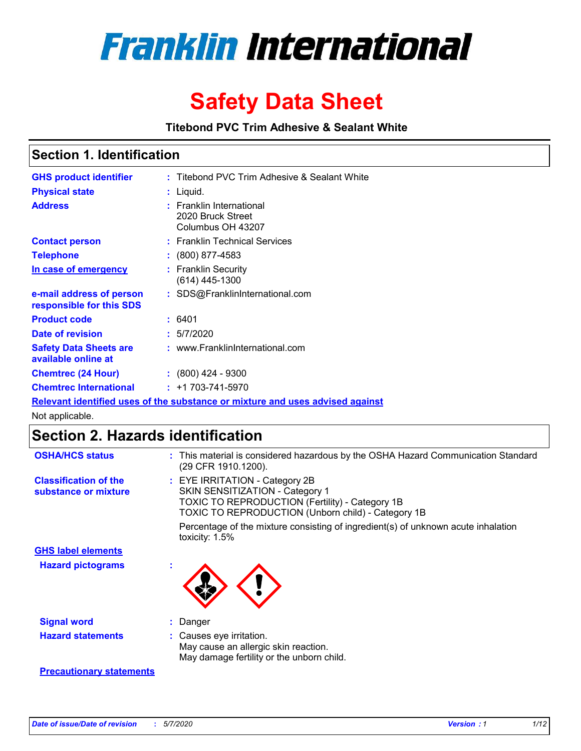# Franklin International

# Safety Data Sheet

**Titebond PVC Trim Adhesive & Sealant White**

## Section 1. Identification

| | |
|---|---|
| **GHS product identifier** | : Titebond PVC Trim Adhesive & Sealant White |
| **Physical state** | : Liquid. |
| **Address** | : Franklin International<br>2020 Bruck Street<br>Columbus OH 43207 |
| **Contact person** | : Franklin Technical Services |
| **Telephone** | : (800) 877-4583 |
| **In case of emergency** | : Franklin Security<br>(614) 445-1300 |
| **e-mail address of person responsible for this SDS** | : SDS@FranklinInternational.com |
| **Product code** | : 6401 |
| **Date of revision** | : 5/7/2020 |
| **Safety Data Sheets are available online at** | : www.FranklinInternational.com |
| **Chemtrec (24 Hour)** | : (800) 424 - 9300 |
| **Chemtrec International** | : +1 703-741-5970 |

**Relevant identified uses of the substance or mixture and uses advised against**

Not applicable.

## Section 2. Hazards identification

**OSHA/HCS status** : This material is considered hazardous by the OSHA Hazard Communication Standard (29 CFR 1910.1200).

**Classification of the substance or mixture** : EYE IRRITATION - Category 2B
SKIN SENSITIZATION - Category 1
TOXIC TO REPRODUCTION (Fertility) - Category 1B
TOXIC TO REPRODUCTION (Unborn child) - Category 1B

Percentage of the mixture consisting of ingredient(s) of unknown acute inhalation toxicity: 1.5%

**GHS label elements**

**Hazard pictograms** :

**Signal word** : Danger

**Hazard statements** : Causes eye irritation.
May cause an allergic skin reaction.
May damage fertility or the unborn child.

**Precautionary statements**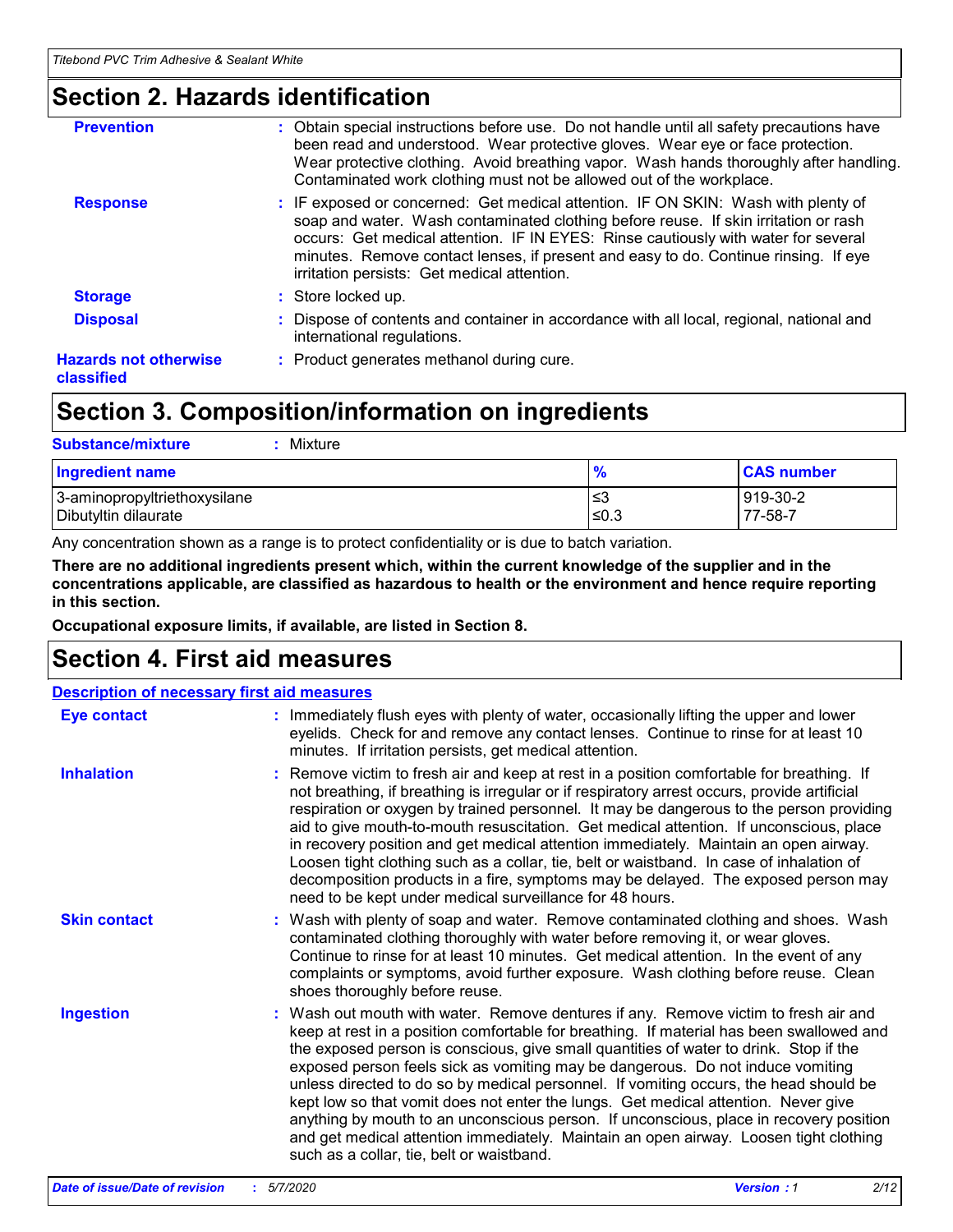## Section 2. Hazards identification

**Prevention** : Obtain special instructions before use. Do not handle until all safety precautions have been read and understood. Wear protective gloves. Wear eye or face protection. Wear protective clothing. Avoid breathing vapor. Wash hands thoroughly after handling. Contaminated work clothing must not be allowed out of the workplace.

**Response** : IF exposed or concerned: Get medical attention. IF ON SKIN: Wash with plenty of soap and water. Wash contaminated clothing before reuse. If skin irritation or rash occurs: Get medical attention. IF IN EYES: Rinse cautiously with water for several minutes. Remove contact lenses, if present and easy to do. Continue rinsing. If eye irritation persists: Get medical attention.

**Storage** : Store locked up.

**Disposal** : Dispose of contents and container in accordance with all local, regional, national and international regulations.

**Hazards not otherwise classified** : Product generates methanol during cure.

## Section 3. Composition/information on ingredients

**Substance/mixture** : Mixture

| Ingredient name | % | CAS number |
|---|---|---|
| 3-aminopropyltriethoxysilane | ≤3 | 919-30-2 |
| Dibutyltin dilaurate | ≤0.3 | 77-58-7 |

Any concentration shown as a range is to protect confidentiality or is due to batch variation.

**There are no additional ingredients present which, within the current knowledge of the supplier and in the concentrations applicable, are classified as hazardous to health or the environment and hence require reporting in this section.**

**Occupational exposure limits, if available, are listed in Section 8.**

## Section 4. First aid measures

**Description of necessary first aid measures**

**Eye contact** : Immediately flush eyes with plenty of water, occasionally lifting the upper and lower eyelids. Check for and remove any contact lenses. Continue to rinse for at least 10 minutes. If irritation persists, get medical attention.

**Inhalation** : Remove victim to fresh air and keep at rest in a position comfortable for breathing. If not breathing, if breathing is irregular or if respiratory arrest occurs, provide artificial respiration or oxygen by trained personnel. It may be dangerous to the person providing aid to give mouth-to-mouth resuscitation. Get medical attention. If unconscious, place in recovery position and get medical attention immediately. Maintain an open airway. Loosen tight clothing such as a collar, tie, belt or waistband. In case of inhalation of decomposition products in a fire, symptoms may be delayed. The exposed person may need to be kept under medical surveillance for 48 hours.

**Skin contact** : Wash with plenty of soap and water. Remove contaminated clothing and shoes. Wash contaminated clothing thoroughly with water before removing it, or wear gloves. Continue to rinse for at least 10 minutes. Get medical attention. In the event of any complaints or symptoms, avoid further exposure. Wash clothing before reuse. Clean shoes thoroughly before reuse.

**Ingestion** : Wash out mouth with water. Remove dentures if any. Remove victim to fresh air and keep at rest in a position comfortable for breathing. If material has been swallowed and the exposed person is conscious, give small quantities of water to drink. Stop if the exposed person feels sick as vomiting may be dangerous. Do not induce vomiting unless directed to do so by medical personnel. If vomiting occurs, the head should be kept low so that vomit does not enter the lungs. Get medical attention. Never give anything by mouth to an unconscious person. If unconscious, place in recovery position and get medical attention immediately. Maintain an open airway. Loosen tight clothing such as a collar, tie, belt or waistband.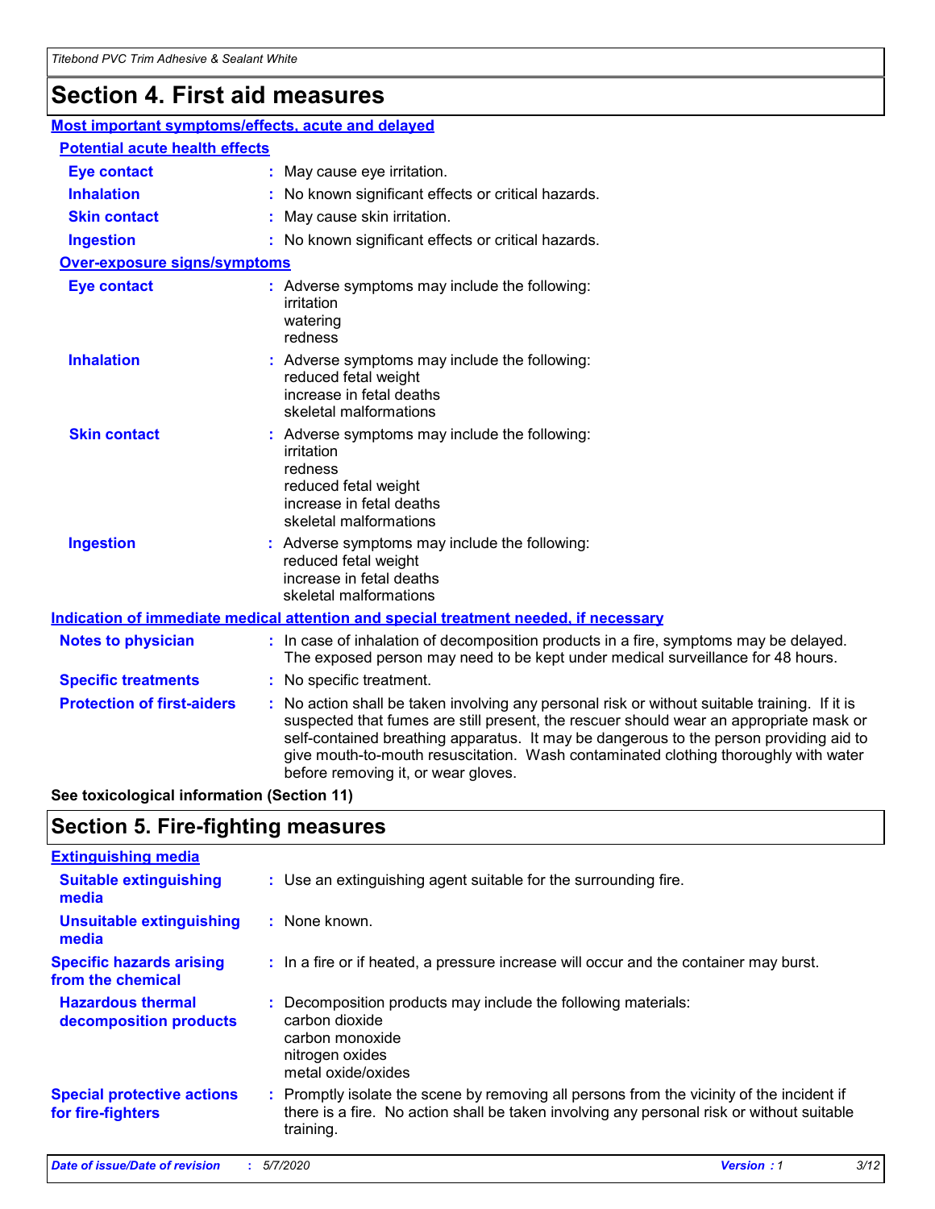## Section 4. First aid measures

**Most important symptoms/effects, acute and delayed**

**Potential acute health effects**

| | |
|---|---|
| **Eye contact** | May cause eye irritation. |
| **Inhalation** | No known significant effects or critical hazards. |
| **Skin contact** | May cause skin irritation. |
| **Ingestion** | No known significant effects or critical hazards. |

**Over-exposure signs/symptoms**

| | |
|---|---|
| **Eye contact** | Adverse symptoms may include the following:<br>irritation<br>watering<br>redness |
| **Inhalation** | Adverse symptoms may include the following:<br>reduced fetal weight<br>increase in fetal deaths<br>skeletal malformations |
| **Skin contact** | Adverse symptoms may include the following:<br>irritation<br>redness<br>reduced fetal weight<br>increase in fetal deaths<br>skeletal malformations |
| **Ingestion** | Adverse symptoms may include the following:<br>reduced fetal weight<br>increase in fetal deaths<br>skeletal malformations |

**Indication of immediate medical attention and special treatment needed, if necessary**

| | |
|---|---|
| **Notes to physician** | In case of inhalation of decomposition products in a fire, symptoms may be delayed. The exposed person may need to be kept under medical surveillance for 48 hours. |
| **Specific treatments** | No specific treatment. |
| **Protection of first-aiders** | No action shall be taken involving any personal risk or without suitable training. If it is suspected that fumes are still present, the rescuer should wear an appropriate mask or self-contained breathing apparatus. It may be dangerous to the person providing aid to give mouth-to-mouth resuscitation. Wash contaminated clothing thoroughly with water before removing it, or wear gloves. |

**See toxicological information (Section 11)**

## Section 5. Fire-fighting measures

**Extinguishing media**

| | |
|---|---|
| **Suitable extinguishing media** | Use an extinguishing agent suitable for the surrounding fire. |
| **Unsuitable extinguishing media** | None known. |
| **Specific hazards arising from the chemical** | In a fire or if heated, a pressure increase will occur and the container may burst. |
| **Hazardous thermal decomposition products** | Decomposition products may include the following materials:<br>carbon dioxide<br>carbon monoxide<br>nitrogen oxides<br>metal oxide/oxides |
| **Special protective actions for fire-fighters** | Promptly isolate the scene by removing all persons from the vicinity of the incident if there is a fire. No action shall be taken involving any personal risk or without suitable training. |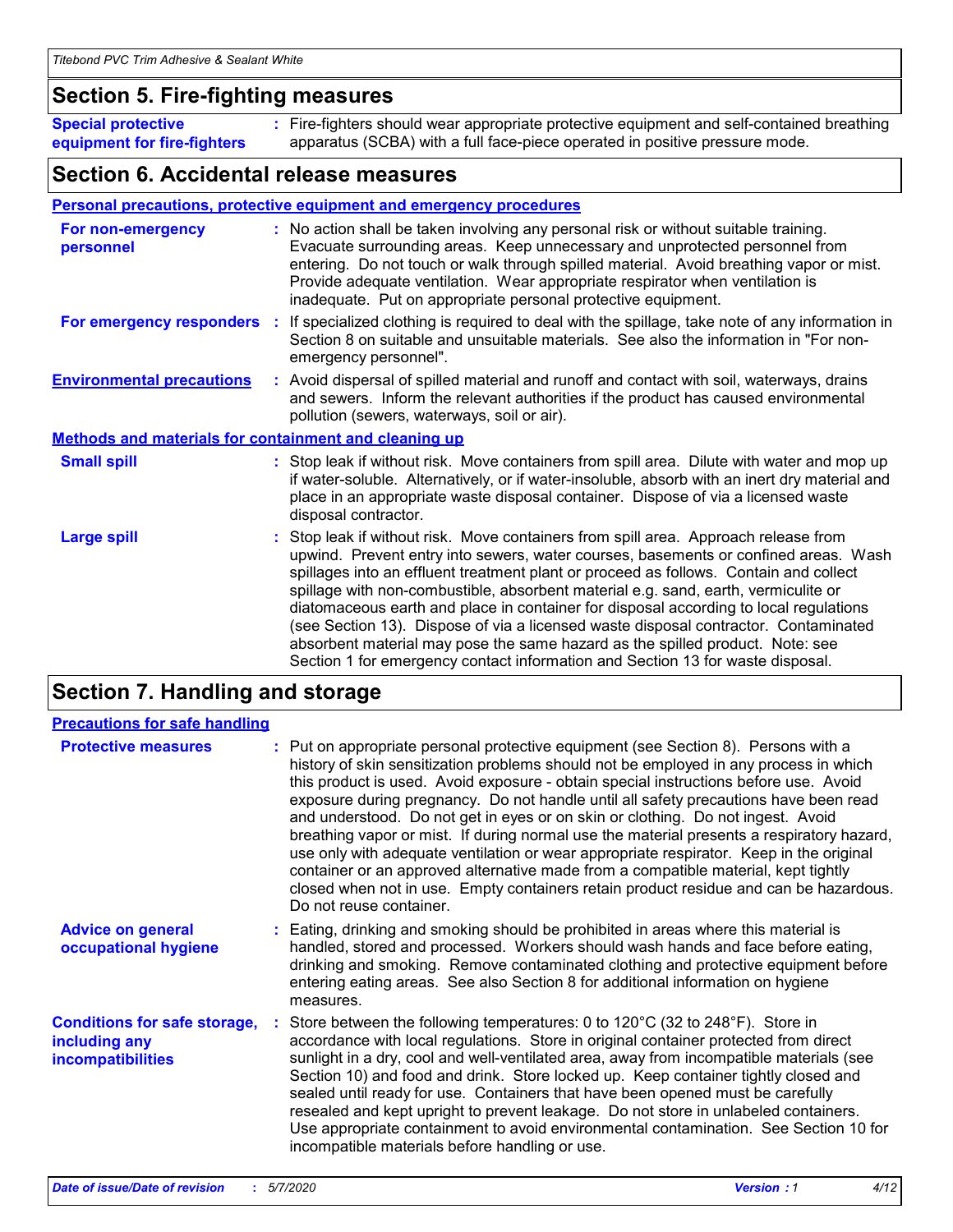## Section 5. Fire-fighting measures

**Special protective equipment for fire-fighters** : Fire-fighters should wear appropriate protective equipment and self-contained breathing apparatus (SCBA) with a full face-piece operated in positive pressure mode.

## Section 6. Accidental release measures

### Personal precautions, protective equipment and emergency procedures

**For non-emergency personnel** : No action shall be taken involving any personal risk or without suitable training. Evacuate surrounding areas. Keep unnecessary and unprotected personnel from entering. Do not touch or walk through spilled material. Avoid breathing vapor or mist. Provide adequate ventilation. Wear appropriate respirator when ventilation is inadequate. Put on appropriate personal protective equipment.

**For emergency responders** : If specialized clothing is required to deal with the spillage, take note of any information in Section 8 on suitable and unsuitable materials. See also the information in "For non-emergency personnel".

**Environmental precautions** : Avoid dispersal of spilled material and runoff and contact with soil, waterways, drains and sewers. Inform the relevant authorities if the product has caused environmental pollution (sewers, waterways, soil or air).

### Methods and materials for containment and cleaning up

**Small spill** : Stop leak if without risk. Move containers from spill area. Dilute with water and mop up if water-soluble. Alternatively, or if water-insoluble, absorb with an inert dry material and place in an appropriate waste disposal container. Dispose of via a licensed waste disposal contractor.

**Large spill** : Stop leak if without risk. Move containers from spill area. Approach release from upwind. Prevent entry into sewers, water courses, basements or confined areas. Wash spillages into an effluent treatment plant or proceed as follows. Contain and collect spillage with non-combustible, absorbent material e.g. sand, earth, vermiculite or diatomaceous earth and place in container for disposal according to local regulations (see Section 13). Dispose of via a licensed waste disposal contractor. Contaminated absorbent material may pose the same hazard as the spilled product. Note: see Section 1 for emergency contact information and Section 13 for waste disposal.

## Section 7. Handling and storage

### Precautions for safe handling

**Protective measures** : Put on appropriate personal protective equipment (see Section 8). Persons with a history of skin sensitization problems should not be employed in any process in which this product is used. Avoid exposure - obtain special instructions before use. Avoid exposure during pregnancy. Do not handle until all safety precautions have been read and understood. Do not get in eyes or on skin or clothing. Do not ingest. Avoid breathing vapor or mist. If during normal use the material presents a respiratory hazard, use only with adequate ventilation or wear appropriate respirator. Keep in the original container or an approved alternative made from a compatible material, kept tightly closed when not in use. Empty containers retain product residue and can be hazardous. Do not reuse container.

**Advice on general occupational hygiene** : Eating, drinking and smoking should be prohibited in areas where this material is handled, stored and processed. Workers should wash hands and face before eating, drinking and smoking. Remove contaminated clothing and protective equipment before entering eating areas. See also Section 8 for additional information on hygiene measures.

**Conditions for safe storage, including any incompatibilities** : Store between the following temperatures: 0 to 120°C (32 to 248°F). Store in accordance with local regulations. Store in original container protected from direct sunlight in a dry, cool and well-ventilated area, away from incompatible materials (see Section 10) and food and drink. Store locked up. Keep container tightly closed and sealed until ready for use. Containers that have been opened must be carefully resealed and kept upright to prevent leakage. Do not store in unlabeled containers. Use appropriate containment to avoid environmental contamination. See Section 10 for incompatible materials before handling or use.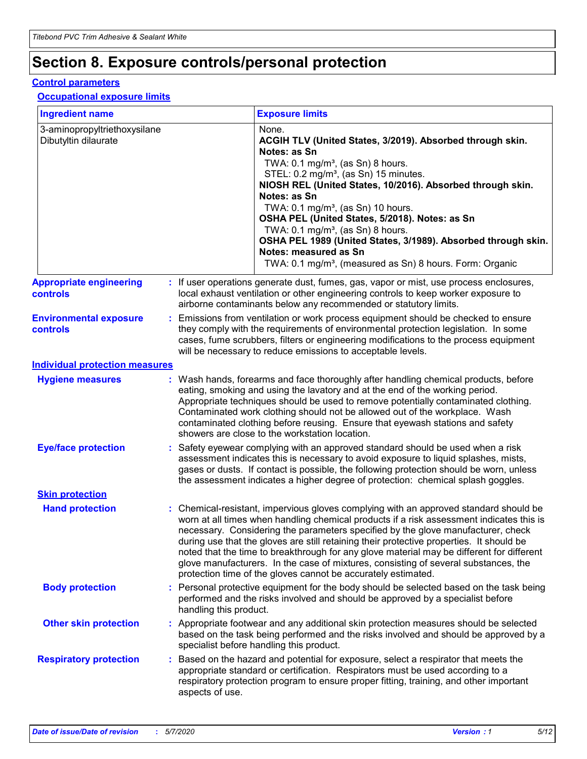# Section 8. Exposure controls/personal protection

## Control parameters

### Occupational exposure limits

| Ingredient name | Exposure limits |
|---|---|
| 3-aminopropyltriethoxysilane | None. |
| Dibutyltin dilaurate | **ACGIH TLV (United States, 3/2019). Absorbed through skin. Notes: as Sn**<br>TWA: 0.1 mg/m³, (as Sn) 8 hours.<br>STEL: 0.2 mg/m³, (as Sn) 15 minutes.<br>**NIOSH REL (United States, 10/2016). Absorbed through skin. Notes: as Sn**<br>TWA: 0.1 mg/m³, (as Sn) 10 hours.<br>**OSHA PEL (United States, 5/2018). Notes: as Sn**<br>TWA: 0.1 mg/m³, (as Sn) 8 hours.<br>**OSHA PEL 1989 (United States, 3/1989). Absorbed through skin. Notes: measured as Sn**<br>TWA: 0.1 mg/m³, (measured as Sn) 8 hours. Form: Organic |

**Appropriate engineering controls** : If user operations generate dust, fumes, gas, vapor or mist, use process enclosures, local exhaust ventilation or other engineering controls to keep worker exposure to airborne contaminants below any recommended or statutory limits.

**Environmental exposure controls** : Emissions from ventilation or work process equipment should be checked to ensure they comply with the requirements of environmental protection legislation. In some cases, fume scrubbers, filters or engineering modifications to the process equipment will be necessary to reduce emissions to acceptable levels.

## Individual protection measures

**Hygiene measures** : Wash hands, forearms and face thoroughly after handling chemical products, before eating, smoking and using the lavatory and at the end of the working period. Appropriate techniques should be used to remove potentially contaminated clothing. Contaminated work clothing should not be allowed out of the workplace. Wash contaminated clothing before reusing. Ensure that eyewash stations and safety showers are close to the workstation location.

**Eye/face protection** : Safety eyewear complying with an approved standard should be used when a risk assessment indicates this is necessary to avoid exposure to liquid splashes, mists, gases or dusts. If contact is possible, the following protection should be worn, unless the assessment indicates a higher degree of protection: chemical splash goggles.

### Skin protection

**Hand protection** : Chemical-resistant, impervious gloves complying with an approved standard should be worn at all times when handling chemical products if a risk assessment indicates this is necessary. Considering the parameters specified by the glove manufacturer, check during use that the gloves are still retaining their protective properties. It should be noted that the time to breakthrough for any glove material may be different for different glove manufacturers. In the case of mixtures, consisting of several substances, the protection time of the gloves cannot be accurately estimated.

**Body protection** : Personal protective equipment for the body should be selected based on the task being performed and the risks involved and should be approved by a specialist before handling this product.

**Other skin protection** : Appropriate footwear and any additional skin protection measures should be selected based on the task being performed and the risks involved and should be approved by a specialist before handling this product.

**Respiratory protection** : Based on the hazard and potential for exposure, select a respirator that meets the appropriate standard or certification. Respirators must be used according to a respiratory protection program to ensure proper fitting, training, and other important aspects of use.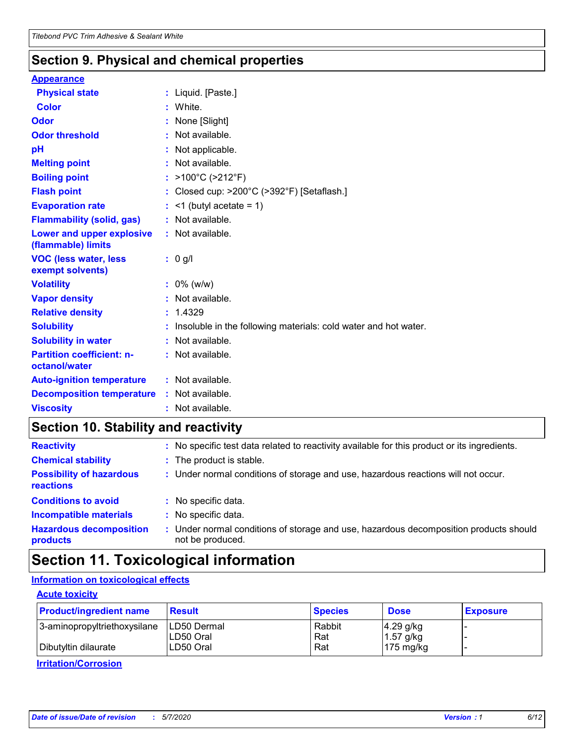## Section 9. Physical and chemical properties

**Appearance**

| | |
|---|---|
| **Physical state** | : Liquid. [Paste.] |
| **Color** | : White. |
| **Odor** | : None [Slight] |
| **Odor threshold** | : Not available. |
| **pH** | : Not applicable. |
| **Melting point** | : Not available. |
| **Boiling point** | : >100°C (>212°F) |
| **Flash point** | : Closed cup: >200°C (>392°F) [Setaflash.] |
| **Evaporation rate** | : <1 (butyl acetate = 1) |
| **Flammability (solid, gas)** | : Not available. |
| **Lower and upper explosive (flammable) limits** | : Not available. |
| **VOC (less water, less exempt solvents)** | : 0 g/l |
| **Volatility** | : 0% (w/w) |
| **Vapor density** | : Not available. |
| **Relative density** | : 1.4329 |
| **Solubility** | : Insoluble in the following materials: cold water and hot water. |
| **Solubility in water** | : Not available. |
| **Partition coefficient: n-octanol/water** | : Not available. |
| **Auto-ignition temperature** | : Not available. |
| **Decomposition temperature** | : Not available. |
| **Viscosity** | : Not available. |

## Section 10. Stability and reactivity

| | |
|---|---|
| **Reactivity** | : No specific test data related to reactivity available for this product or its ingredients. |
| **Chemical stability** | : The product is stable. |
| **Possibility of hazardous reactions** | : Under normal conditions of storage and use, hazardous reactions will not occur. |
| **Conditions to avoid** | : No specific data. |
| **Incompatible materials** | : No specific data. |
| **Hazardous decomposition products** | : Under normal conditions of storage and use, hazardous decomposition products should not be produced. |

## Section 11. Toxicological information

**Information on toxicological effects**

**Acute toxicity**

| Product/ingredient name | Result | Species | Dose | Exposure |
|---|---|---|---|---|
| 3-aminopropyltriethoxysilane | LD50 Dermal | Rabbit | 4.29 g/kg | - |
| | LD50 Oral | Rat | 1.57 g/kg | - |
| Dibutyltin dilaurate | LD50 Oral | Rat | 175 mg/kg | - |

**Irritation/Corrosion**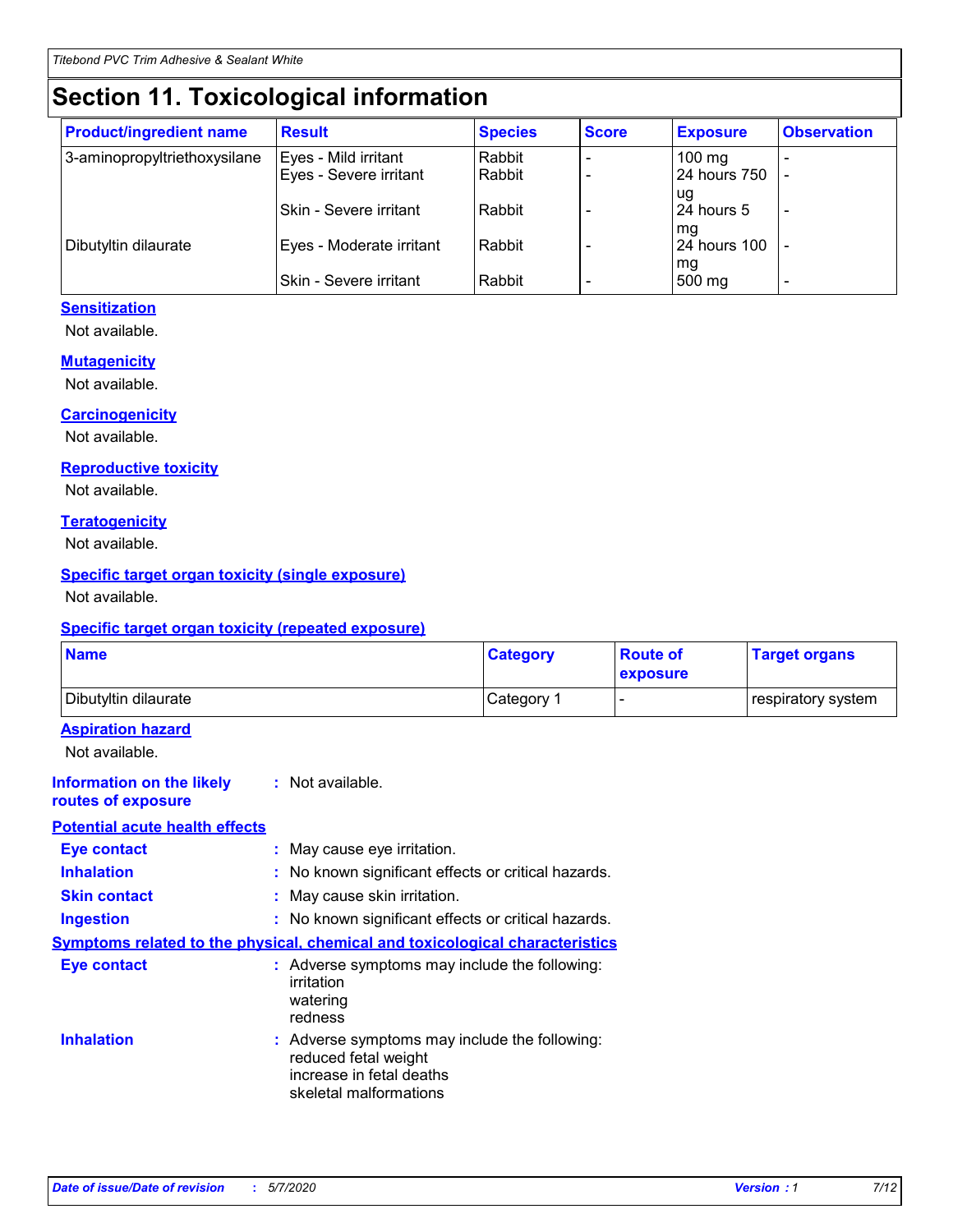# Section 11. Toxicological information

| Product/ingredient name | Result | Species | Score | Exposure | Observation |
|---|---|---|---|---|---|
| 3-aminopropyltriethoxysilane | Eyes - Mild irritant | Rabbit | - | 100 mg | - |
| | Eyes - Severe irritant | Rabbit | - | 24 hours 750 ug | - |
| | Skin - Severe irritant | Rabbit | - | 24 hours 5 mg | - |
| Dibutyltin dilaurate | Eyes - Moderate irritant | Rabbit | - | 24 hours 100 mg | - |
| | Skin - Severe irritant | Rabbit | - | 500 mg | - |

**Sensitization**

Not available.

**Mutagenicity**

Not available.

**Carcinogenicity**

Not available.

**Reproductive toxicity**

Not available.

**Teratogenicity**

Not available.

**Specific target organ toxicity (single exposure)**

Not available.

**Specific target organ toxicity (repeated exposure)**

| Name | Category | Route of exposure | Target organs |
|---|---|---|---|
| Dibutyltin dilaurate | Category 1 | - | respiratory system |

**Aspiration hazard**

Not available.

**Information on the likely routes of exposure** : Not available.

**Potential acute health effects**

**Eye contact** : May cause eye irritation.

**Inhalation** : No known significant effects or critical hazards.

**Skin contact** : May cause skin irritation.

**Ingestion** : No known significant effects or critical hazards.

**Symptoms related to the physical, chemical and toxicological characteristics**

**Eye contact** : Adverse symptoms may include the following:
irritation
watering
redness

**Inhalation** : Adverse symptoms may include the following:
reduced fetal weight
increase in fetal deaths
skeletal malformations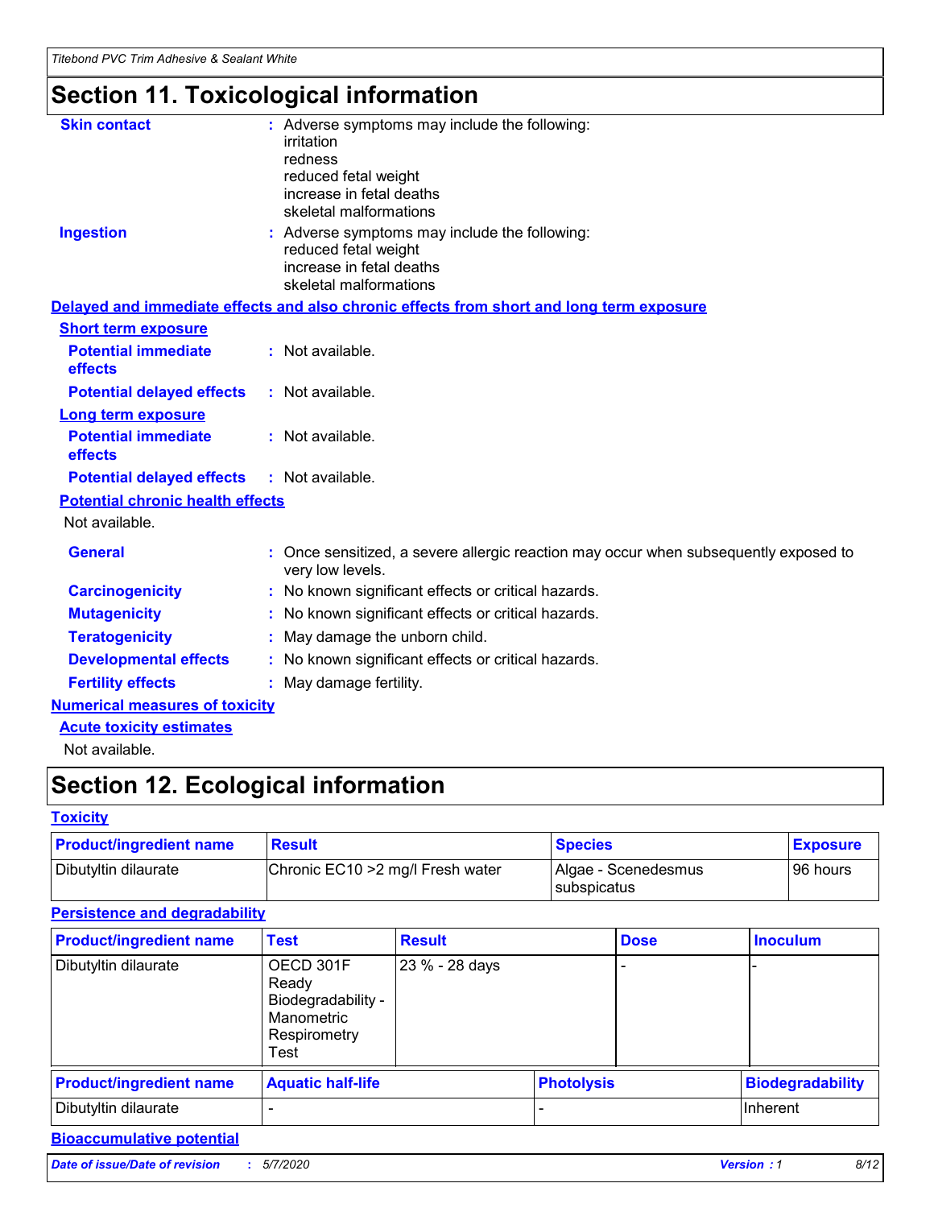# Section 11. Toxicological information

**Skin contact** : Adverse symptoms may include the following:
irritation
redness
reduced fetal weight
increase in fetal deaths
skeletal malformations

**Ingestion** : Adverse symptoms may include the following:
reduced fetal weight
increase in fetal deaths
skeletal malformations

**Delayed and immediate effects and also chronic effects from short and long term exposure**

**Short term exposure**

**Potential immediate effects** : Not available.

**Potential delayed effects** : Not available.

**Long term exposure**

**Potential immediate effects** : Not available.

**Potential delayed effects** : Not available.

**Potential chronic health effects**

Not available.

**General** : Once sensitized, a severe allergic reaction may occur when subsequently exposed to very low levels.

**Carcinogenicity** : No known significant effects or critical hazards.

**Mutagenicity** : No known significant effects or critical hazards.

**Teratogenicity** : May damage the unborn child.

**Developmental effects** : No known significant effects or critical hazards.

**Fertility effects** : May damage fertility.

**Numerical measures of toxicity**

**Acute toxicity estimates**

Not available.

# Section 12. Ecological information

**Toxicity**

| Product/ingredient name | Result | Species | Exposure |
|---|---|---|---|
| Dibutyltin dilaurate | Chronic EC10 >2 mg/l Fresh water | Algae - Scenedesmus subspicatus | 96 hours |

**Persistence and degradability**

| Product/ingredient name | Test | Result | Dose | Inoculum |
|---|---|---|---|---|
| Dibutyltin dilaurate | OECD 301F Ready Biodegradability - Manometric Respirometry Test | 23 % - 28 days | - | - |

| Product/ingredient name | Aquatic half-life | Photolysis | Biodegradability |
|---|---|---|---|
| Dibutyltin dilaurate | - | - | Inherent |

**Bioaccumulative potential**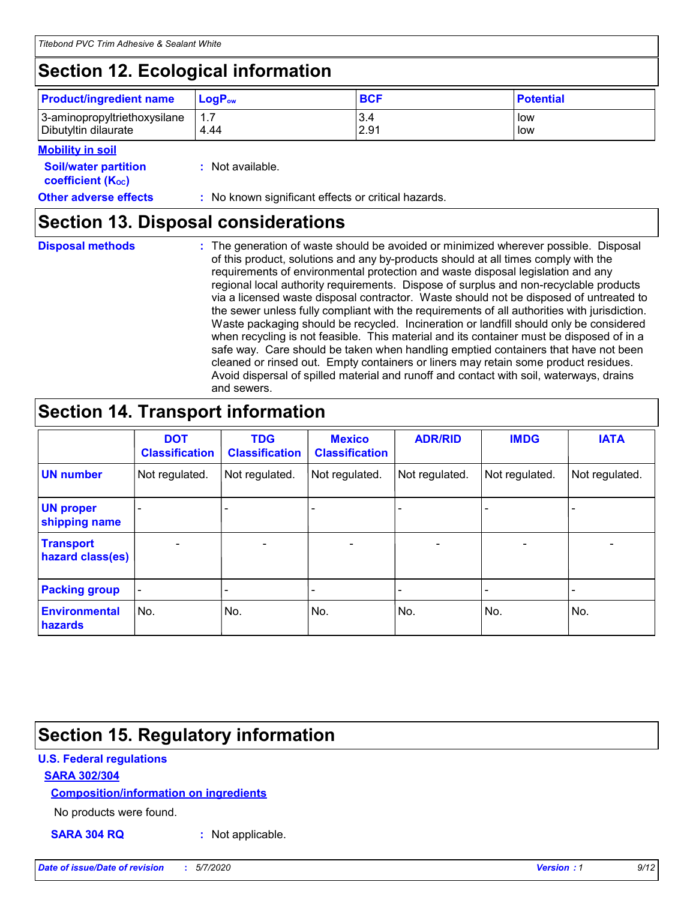## Section 12. Ecological information

| Product/ingredient name | $LogP_{ow}$ | BCF | Potential |
|---|---|---|---|
| 3-aminopropyltriethoxysilane | 1.7 | 3.4 | low |
| Dibutyltin dilaurate | 4.44 | 2.91 | low |

**Mobility in soil**

**Soil/water partition coefficient ($K_{OC}$)** : Not available.

**Other adverse effects** : No known significant effects or critical hazards.

## Section 13. Disposal considerations

**Disposal methods** : The generation of waste should be avoided or minimized wherever possible. Disposal of this product, solutions and any by-products should at all times comply with the requirements of environmental protection and waste disposal legislation and any regional local authority requirements. Dispose of surplus and non-recyclable products via a licensed waste disposal contractor. Waste should not be disposed of untreated to the sewer unless fully compliant with the requirements of all authorities with jurisdiction. Waste packaging should be recycled. Incineration or landfill should only be considered when recycling is not feasible. This material and its container must be disposed of in a safe way. Care should be taken when handling emptied containers that have not been cleaned or rinsed out. Empty containers or liners may retain some product residues. Avoid dispersal of spilled material and runoff and contact with soil, waterways, drains and sewers.

## Section 14. Transport information

| | DOT Classification | TDG Classification | Mexico Classification | ADR/RID | IMDG | IATA |
|---|---|---|---|---|---|---|
| UN number | Not regulated. | Not regulated. | Not regulated. | Not regulated. | Not regulated. | Not regulated. |
| UN proper shipping name | - | - | - | - | - | - |
| Transport hazard class(es) | - | - | - | - | - | - |
| Packing group | - | - | - | - | - | - |
| Environmental hazards | No. | No. | No. | No. | No. | No. |

## Section 15. Regulatory information

**U.S. Federal regulations**

**SARA 302/304**

**Composition/information on ingredients**

No products were found.

**SARA 304 RQ** : Not applicable.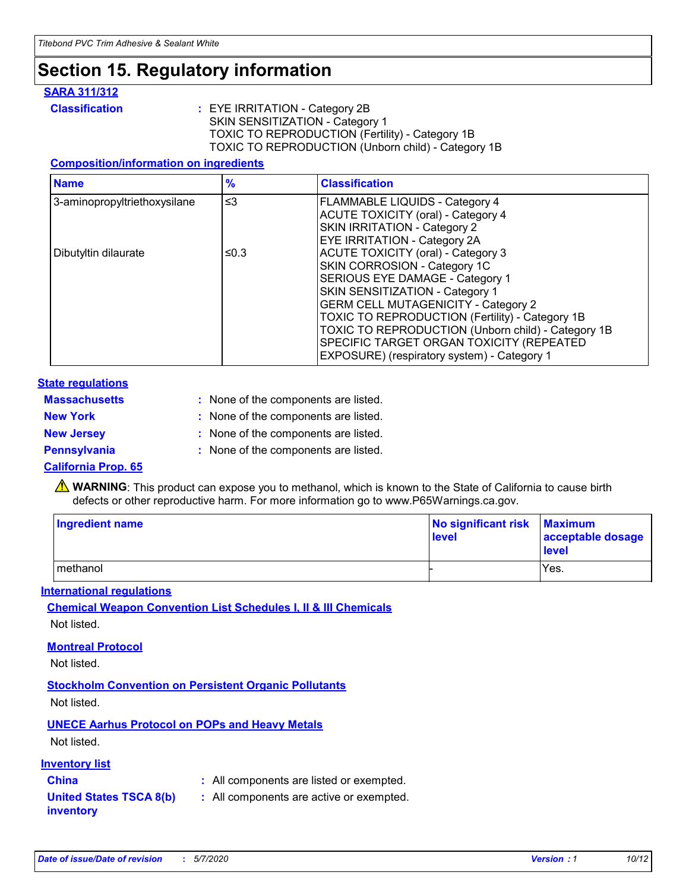# Section 15. Regulatory information

### SARA 311/312

**Classification** : EYE IRRITATION - Category 2B
SKIN SENSITIZATION - Category 1
TOXIC TO REPRODUCTION (Fertility) - Category 1B
TOXIC TO REPRODUCTION (Unborn child) - Category 1B

**Composition/information on ingredients**

| Name | % | Classification |
|---|---|---|
| 3-aminopropyltriethoxysilane | ≤3 | FLAMMABLE LIQUIDS - Category 4<br>ACUTE TOXICITY (oral) - Category 4<br>SKIN IRRITATION - Category 2<br>EYE IRRITATION - Category 2A |
| Dibutyltin dilaurate | ≤0.3 | ACUTE TOXICITY (oral) - Category 3<br>SKIN CORROSION - Category 1C<br>SERIOUS EYE DAMAGE - Category 1<br>SKIN SENSITIZATION - Category 1<br>GERM CELL MUTAGENICITY - Category 2<br>TOXIC TO REPRODUCTION (Fertility) - Category 1B<br>TOXIC TO REPRODUCTION (Unborn child) - Category 1B<br>SPECIFIC TARGET ORGAN TOXICITY (REPEATED EXPOSURE) (respiratory system) - Category 1 |

### State regulations

**Massachusetts** : None of the components are listed.

**New York** : None of the components are listed.

**New Jersey** : None of the components are listed.

**Pennsylvania** : None of the components are listed.

### California Prop. 65

⚠ **WARNING**: This product can expose you to methanol, which is known to the State of California to cause birth defects or other reproductive harm. For more information go to www.P65Warnings.ca.gov.

| Ingredient name | No significant risk level | Maximum acceptable dosage level |
|---|---|---|
| methanol | - | Yes. |

### International regulations

**Chemical Weapon Convention List Schedules I, II & III Chemicals**

Not listed.

**Montreal Protocol**

Not listed.

**Stockholm Convention on Persistent Organic Pollutants**

Not listed.

**UNECE Aarhus Protocol on POPs and Heavy Metals**

Not listed.

### Inventory list

**China** : All components are listed or exempted.

**United States TSCA 8(b) inventory** : All components are active or exempted.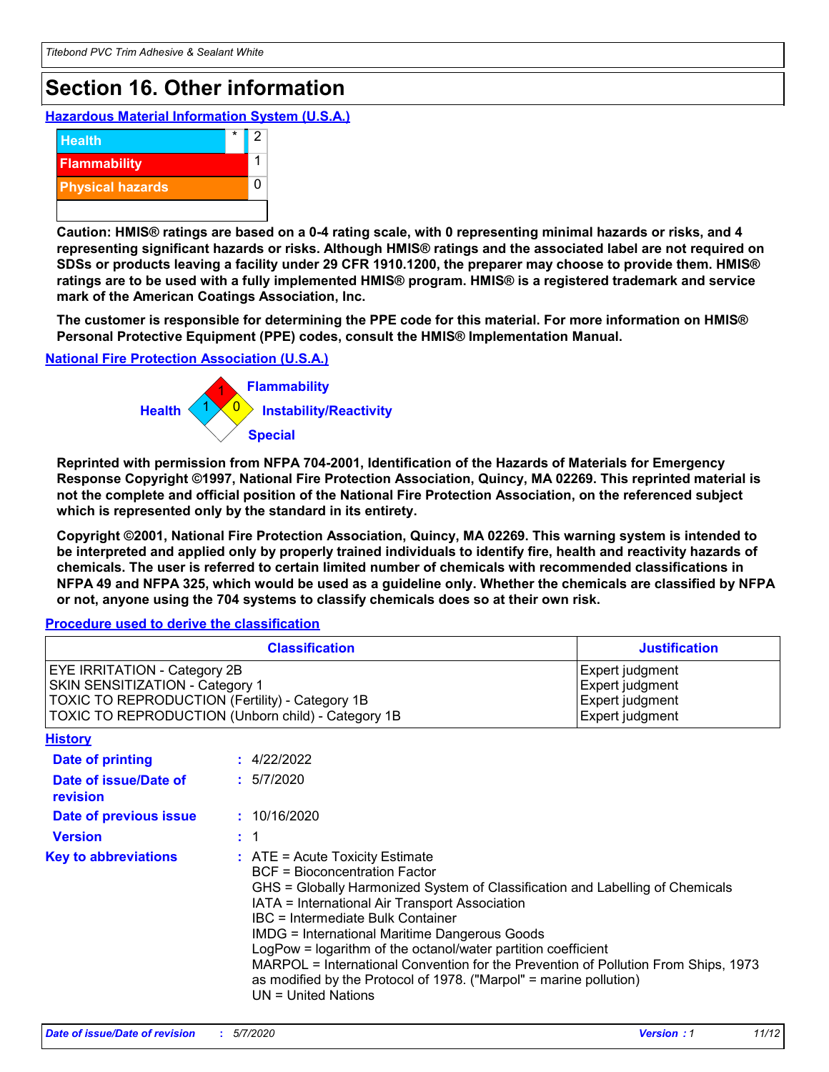# Section 16. Other information

**Hazardous Material Information System (U.S.A.)**

| | | |
|---|---|---|
| Health | * | 2 |
| Flammability | | 1 |
| Physical hazards | | 0 |

**Caution: HMIS® ratings are based on a 0-4 rating scale, with 0 representing minimal hazards or risks, and 4 representing significant hazards or risks. Although HMIS® ratings and the associated label are not required on SDSs or products leaving a facility under 29 CFR 1910.1200, the preparer may choose to provide them. HMIS® ratings are to be used with a fully implemented HMIS® program. HMIS® is a registered trademark and service mark of the American Coatings Association, Inc.**

**The customer is responsible for determining the PPE code for this material. For more information on HMIS® Personal Protective Equipment (PPE) codes, consult the HMIS® Implementation Manual.**

**National Fire Protection Association (U.S.A.)**

Health: 1
Flammability: 1
Instability/Reactivity: 0
Special:

**Reprinted with permission from NFPA 704-2001, Identification of the Hazards of Materials for Emergency Response Copyright ©1997, National Fire Protection Association, Quincy, MA 02269. This reprinted material is not the complete and official position of the National Fire Protection Association, on the referenced subject which is represented only by the standard in its entirety.**

**Copyright ©2001, National Fire Protection Association, Quincy, MA 02269. This warning system is intended to be interpreted and applied only by properly trained individuals to identify fire, health and reactivity hazards of chemicals. The user is referred to certain limited number of chemicals with recommended classifications in NFPA 49 and NFPA 325, which would be used as a guideline only. Whether the chemicals are classified by NFPA or not, anyone using the 704 systems to classify chemicals does so at their own risk.**

**Procedure used to derive the classification**

| Classification | Justification |
|---|---|
| EYE IRRITATION - Category 2B | Expert judgment |
| SKIN SENSITIZATION - Category 1 | Expert judgment |
| TOXIC TO REPRODUCTION (Fertility) - Category 1B | Expert judgment |
| TOXIC TO REPRODUCTION (Unborn child) - Category 1B | Expert judgment |

**History**

**Date of printing** : 4/22/2022

**Date of issue/Date of revision** : 5/7/2020

**Date of previous issue** : 10/16/2020

**Version** : 1

**Key to abbreviations** :
ATE = Acute Toxicity Estimate
BCF = Bioconcentration Factor
GHS = Globally Harmonized System of Classification and Labelling of Chemicals
IATA = International Air Transport Association
IBC = Intermediate Bulk Container
IMDG = International Maritime Dangerous Goods
LogPow = logarithm of the octanol/water partition coefficient
MARPOL = International Convention for the Prevention of Pollution From Ships, 1973 as modified by the Protocol of 1978. ("Marpol" = marine pollution)
UN = United Nations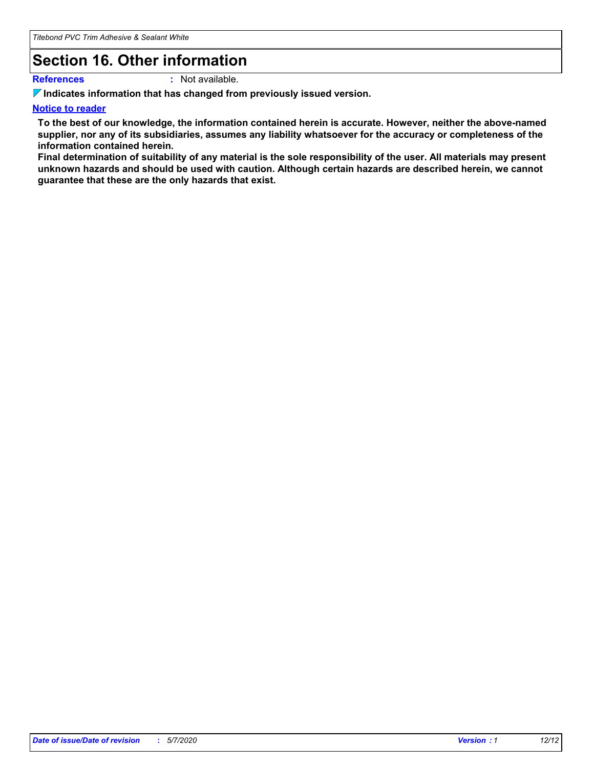## Section 16. Other information

**References** : Not available.

**Indicates information that has changed from previously issued version.**

**Notice to reader**

**To the best of our knowledge, the information contained herein is accurate. However, neither the above-named supplier, nor any of its subsidiaries, assumes any liability whatsoever for the accuracy or completeness of the information contained herein.**

**Final determination of suitability of any material is the sole responsibility of the user. All materials may present unknown hazards and should be used with caution. Although certain hazards are described herein, we cannot guarantee that these are the only hazards that exist.**